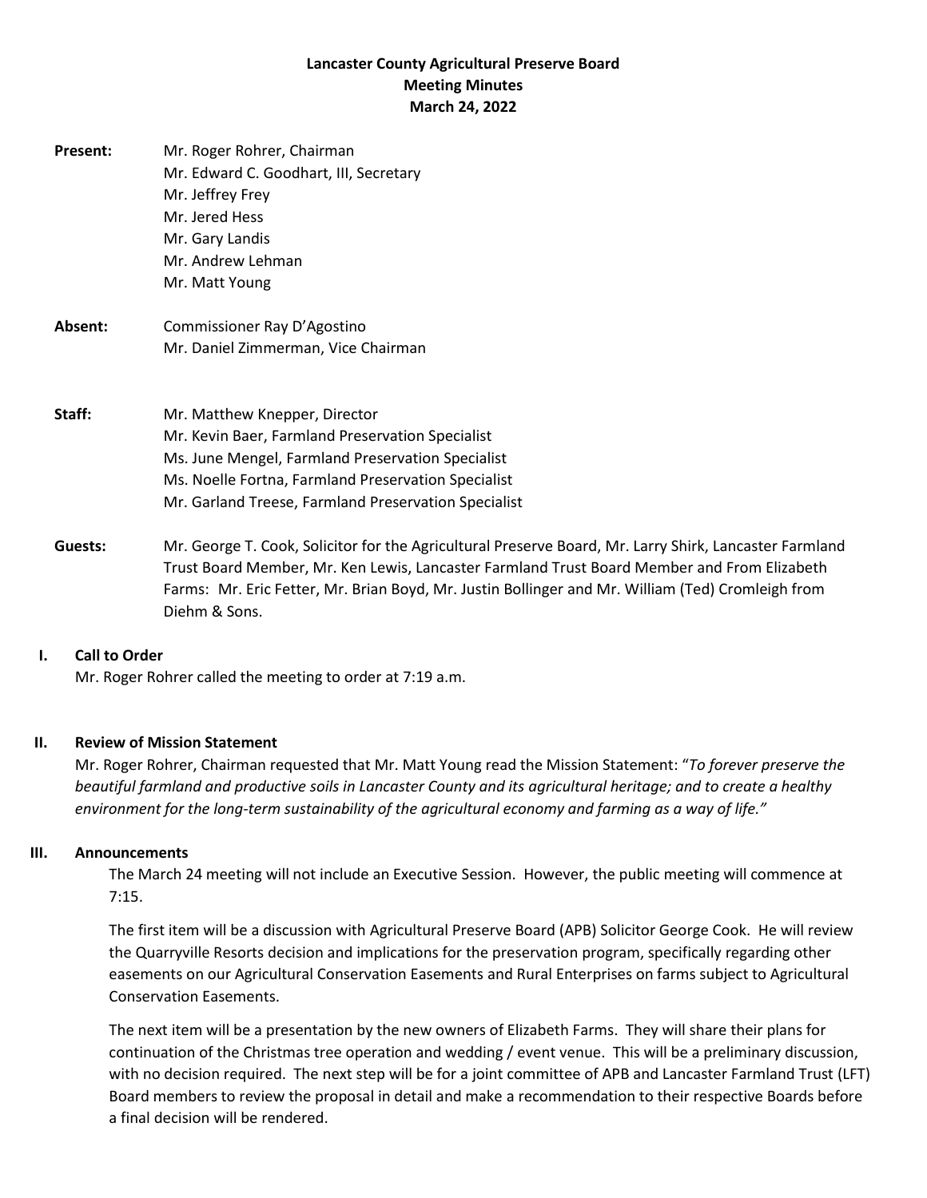**Lancaster County Agricultural Preserve Board**
**Meeting Minutes**
**March 24, 2022**

**Present:** Mr. Roger Rohrer, Chairman
Mr. Edward C. Goodhart, III, Secretary
Mr. Jeffrey Frey
Mr. Jered Hess
Mr. Gary Landis
Mr. Andrew Lehman
Mr. Matt Young

**Absent:** Commissioner Ray D'Agostino
Mr. Daniel Zimmerman, Vice Chairman

**Staff:** Mr. Matthew Knepper, Director
Mr. Kevin Baer, Farmland Preservation Specialist
Ms. June Mengel, Farmland Preservation Specialist
Ms. Noelle Fortna, Farmland Preservation Specialist
Mr. Garland Treese, Farmland Preservation Specialist

**Guests:** Mr. George T. Cook, Solicitor for the Agricultural Preserve Board, Mr. Larry Shirk, Lancaster Farmland Trust Board Member, Mr. Ken Lewis, Lancaster Farmland Trust Board Member and From Elizabeth Farms: Mr. Eric Fetter, Mr. Brian Boyd, Mr. Justin Bollinger and Mr. William (Ted) Cromleigh from Diehm & Sons.

**I. Call to Order**

Mr. Roger Rohrer called the meeting to order at 7:19 a.m.

**II. Review of Mission Statement**

Mr. Roger Rohrer, Chairman requested that Mr. Matt Young read the Mission Statement: "*To forever preserve the beautiful farmland and productive soils in Lancaster County and its agricultural heritage; and to create a healthy environment for the long-term sustainability of the agricultural economy and farming as a way of life.*"

**III. Announcements**

The March 24 meeting will not include an Executive Session. However, the public meeting will commence at 7:15.

The first item will be a discussion with Agricultural Preserve Board (APB) Solicitor George Cook. He will review the Quarryville Resorts decision and implications for the preservation program, specifically regarding other easements on our Agricultural Conservation Easements and Rural Enterprises on farms subject to Agricultural Conservation Easements.

The next item will be a presentation by the new owners of Elizabeth Farms. They will share their plans for continuation of the Christmas tree operation and wedding / event venue. This will be a preliminary discussion, with no decision required. The next step will be for a joint committee of APB and Lancaster Farmland Trust (LFT) Board members to review the proposal in detail and make a recommendation to their respective Boards before a final decision will be rendered.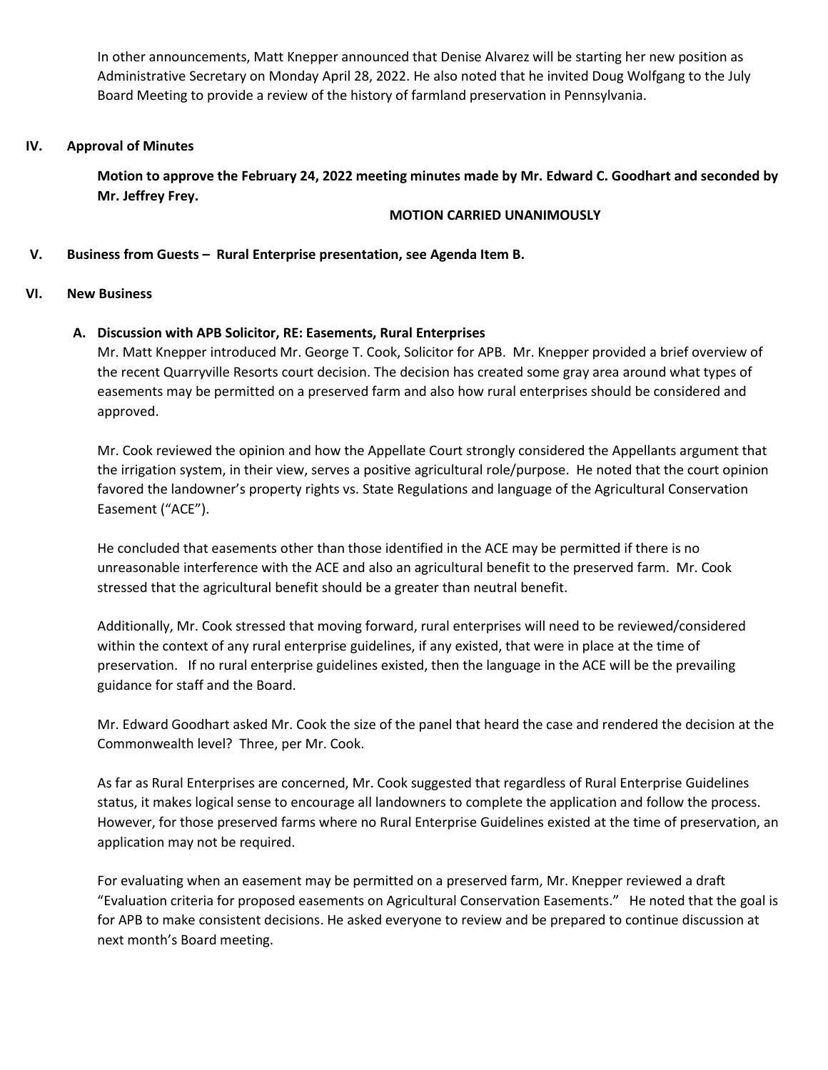In other announcements, Matt Knepper announced that Denise Alvarez will be starting her new position as Administrative Secretary on Monday April 28, 2022. He also noted that he invited Doug Wolfgang to the July Board Meeting to provide a review of the history of farmland preservation in Pennsylvania.

## IV. Approval of Minutes

**Motion to approve the February 24, 2022 meeting minutes made by Mr. Edward C. Goodhart and seconded by Mr. Jeffrey Frey.**

**MOTION CARRIED UNANIMOUSLY**

## V. Business from Guests – Rural Enterprise presentation, see Agenda Item B.

## VI. New Business

### A. Discussion with APB Solicitor, RE: Easements, Rural Enterprises

Mr. Matt Knepper introduced Mr. George T. Cook, Solicitor for APB. Mr. Knepper provided a brief overview of the recent Quarryville Resorts court decision. The decision has created some gray area around what types of easements may be permitted on a preserved farm and also how rural enterprises should be considered and approved.

Mr. Cook reviewed the opinion and how the Appellate Court strongly considered the Appellants argument that the irrigation system, in their view, serves a positive agricultural role/purpose. He noted that the court opinion favored the landowner's property rights vs. State Regulations and language of the Agricultural Conservation Easement ("ACE").

He concluded that easements other than those identified in the ACE may be permitted if there is no unreasonable interference with the ACE and also an agricultural benefit to the preserved farm. Mr. Cook stressed that the agricultural benefit should be a greater than neutral benefit.

Additionally, Mr. Cook stressed that moving forward, rural enterprises will need to be reviewed/considered within the context of any rural enterprise guidelines, if any existed, that were in place at the time of preservation. If no rural enterprise guidelines existed, then the language in the ACE will be the prevailing guidance for staff and the Board.

Mr. Edward Goodhart asked Mr. Cook the size of the panel that heard the case and rendered the decision at the Commonwealth level? Three, per Mr. Cook.

As far as Rural Enterprises are concerned, Mr. Cook suggested that regardless of Rural Enterprise Guidelines status, it makes logical sense to encourage all landowners to complete the application and follow the process. However, for those preserved farms where no Rural Enterprise Guidelines existed at the time of preservation, an application may not be required.

For evaluating when an easement may be permitted on a preserved farm, Mr. Knepper reviewed a draft "Evaluation criteria for proposed easements on Agricultural Conservation Easements." He noted that the goal is for APB to make consistent decisions. He asked everyone to review and be prepared to continue discussion at next month's Board meeting.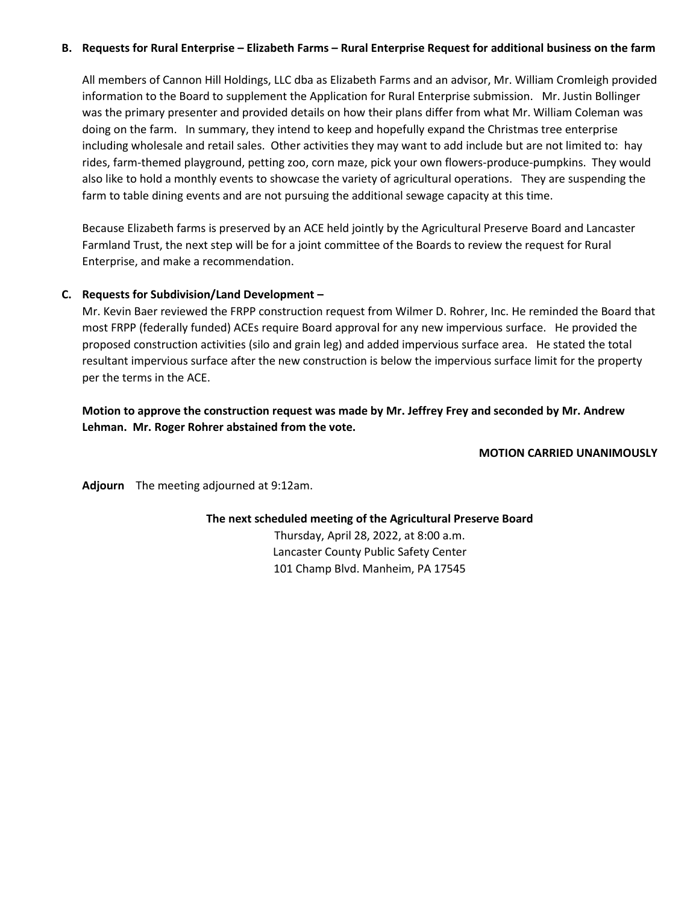**B. Requests for Rural Enterprise – Elizabeth Farms – Rural Enterprise Request for additional business on the farm**

All members of Cannon Hill Holdings, LLC dba as Elizabeth Farms and an advisor, Mr. William Cromleigh provided information to the Board to supplement the Application for Rural Enterprise submission. Mr. Justin Bollinger was the primary presenter and provided details on how their plans differ from what Mr. William Coleman was doing on the farm. In summary, they intend to keep and hopefully expand the Christmas tree enterprise including wholesale and retail sales. Other activities they may want to add include but are not limited to: hay rides, farm-themed playground, petting zoo, corn maze, pick your own flowers-produce-pumpkins. They would also like to hold a monthly events to showcase the variety of agricultural operations. They are suspending the farm to table dining events and are not pursuing the additional sewage capacity at this time.

Because Elizabeth farms is preserved by an ACE held jointly by the Agricultural Preserve Board and Lancaster Farmland Trust, the next step will be for a joint committee of the Boards to review the request for Rural Enterprise, and make a recommendation.

**C. Requests for Subdivision/Land Development –**

Mr. Kevin Baer reviewed the FRPP construction request from Wilmer D. Rohrer, Inc. He reminded the Board that most FRPP (federally funded) ACEs require Board approval for any new impervious surface. He provided the proposed construction activities (silo and grain leg) and added impervious surface area. He stated the total resultant impervious surface after the new construction is below the impervious surface limit for the property per the terms in the ACE.

**Motion to approve the construction request was made by Mr. Jeffrey Frey and seconded by Mr. Andrew Lehman. Mr. Roger Rohrer abstained from the vote.**

**MOTION CARRIED UNANIMOUSLY**

**Adjourn** The meeting adjourned at 9:12am.

**The next scheduled meeting of the Agricultural Preserve Board**

Thursday, April 28, 2022, at 8:00 a.m.
Lancaster County Public Safety Center
101 Champ Blvd. Manheim, PA 17545